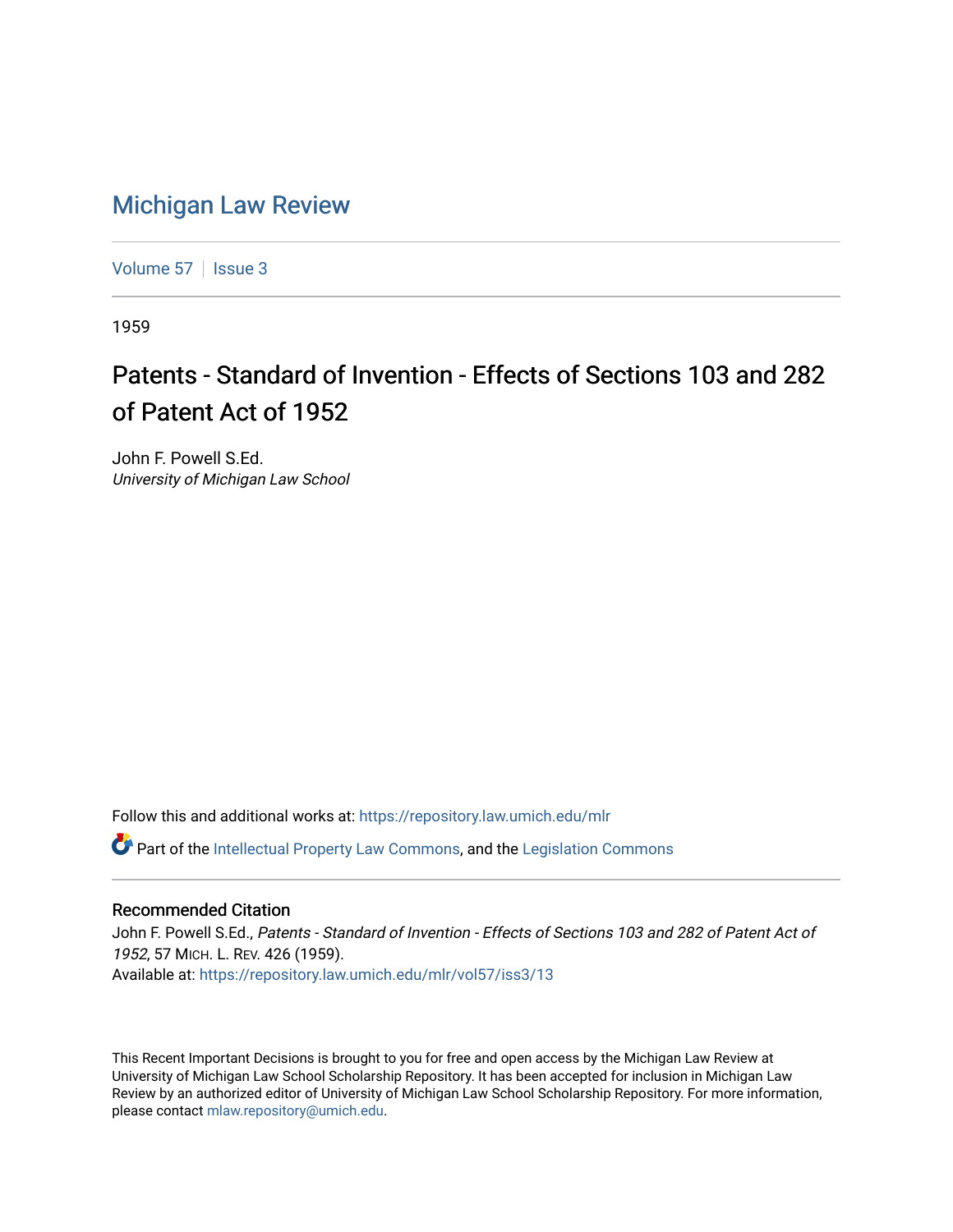# Michigan Law Review

Volume 57 | Issue 3

1959

## Patents - Standard of Invention - Effects of Sections 103 and 282 of Patent Act of 1952

John F. Powell S.Ed.
*University of Michigan Law School*

Follow this and additional works at: https://repository.law.umich.edu/mlr

Part of the Intellectual Property Law Commons, and the Legislation Commons

### Recommended Citation

John F. Powell S.Ed., *Patents - Standard of Invention - Effects of Sections 103 and 282 of Patent Act of 1952*, 57 MICH. L. REV. 426 (1959).
Available at: https://repository.law.umich.edu/mlr/vol57/iss3/13

This Recent Important Decisions is brought to you for free and open access by the Michigan Law Review at University of Michigan Law School Scholarship Repository. It has been accepted for inclusion in Michigan Law Review by an authorized editor of University of Michigan Law School Scholarship Repository. For more information, please contact mlaw.repository@umich.edu.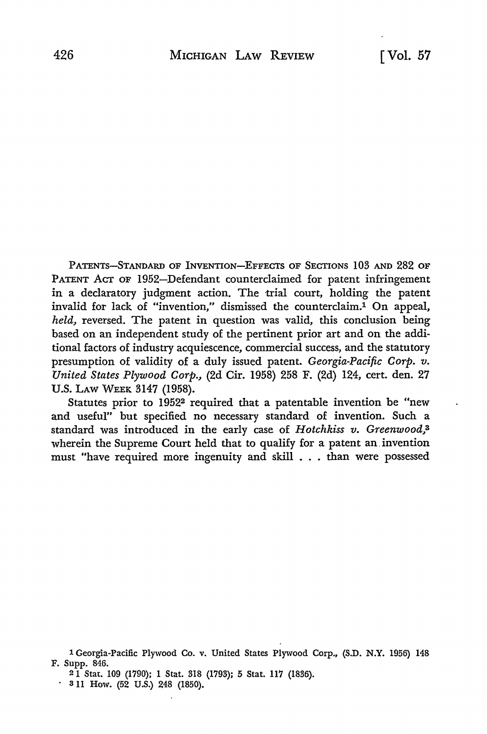PATENTS—STANDARD OF INVENTION—EFFECTS OF SECTIONS 103 AND 282 OF PATENT ACT OF 1952—Defendant counterclaimed for patent infringement in a declaratory judgment action. The trial court, holding the patent invalid for lack of "invention," dismissed the counterclaim.[1] On appeal, *held,* reversed. The patent in question was valid, this conclusion being based on an independent study of the pertinent prior art and on the additional factors of industry acquiescence, commercial success, and the statutory presumption of validity of a duly issued patent. *Georgia-Pacific Corp. v. United States Plywood Corp.,* (2d Cir. 1958) 258 F. (2d) 124, cert. den. 27 U.S. LAW WEEK 3147 (1958).

Statutes prior to 1952[2] required that a patentable invention be "new and useful" but specified no necessary standard of invention. Such a standard was introduced in the early case of *Hotchkiss v. Greenwood,*[3] wherein the Supreme Court held that to qualify for a patent an invention must "have required more ingenuity and skill . . . than were possessed

---

[1] Georgia-Pacific Plywood Co. v. United States Plywood Corp., (S.D. N.Y. 1956) 148 F. Supp. 846.

[2] 1 Stat. 109 (1790); 1 Stat. 318 (1793); 5 Stat. 117 (1836).

[3] 11 How. (52 U.S.) 248 (1850).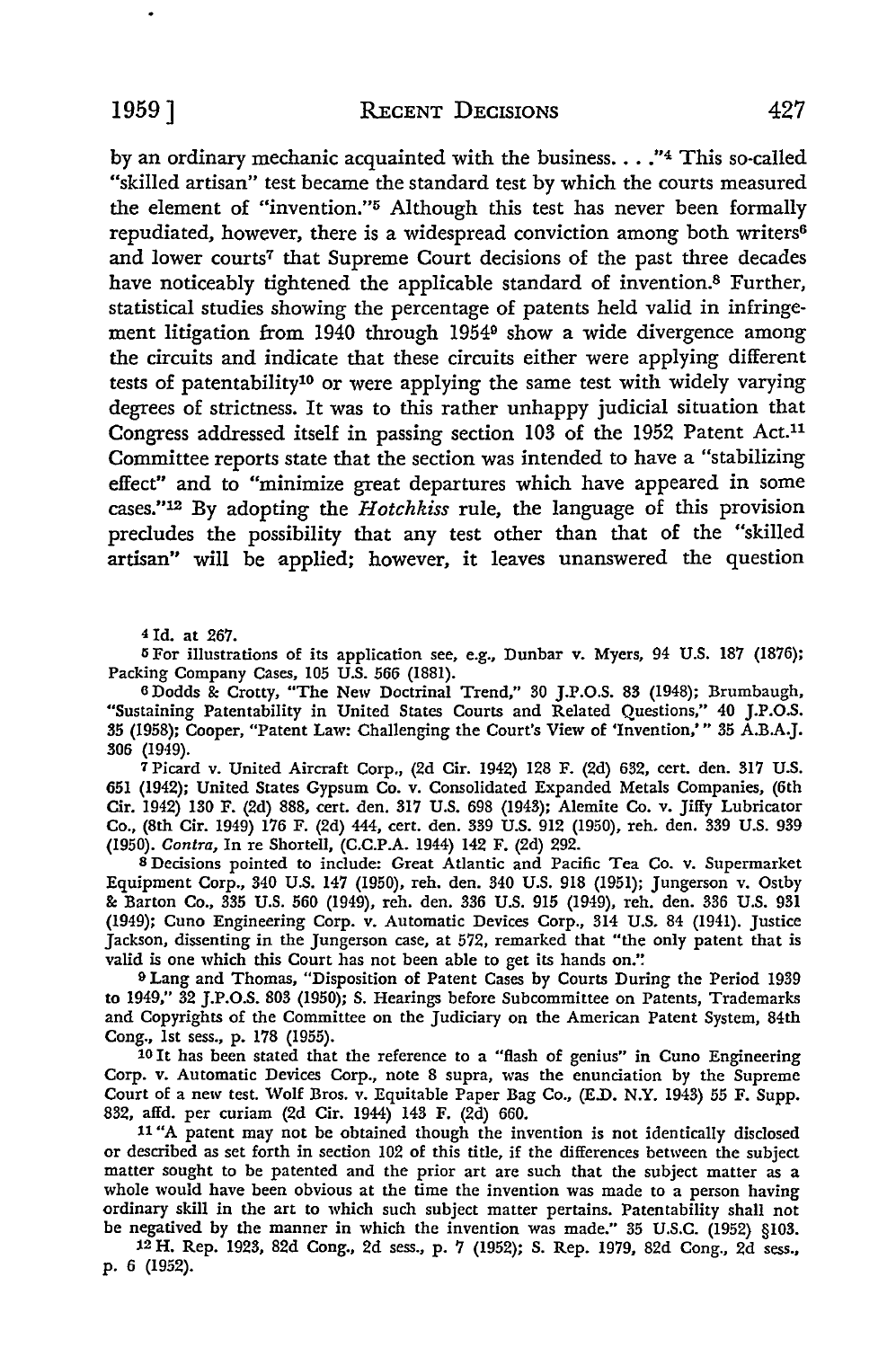by an ordinary mechanic acquainted with the business. . . ."[4] This so-called "skilled artisan" test became the standard test by which the courts measured the element of "invention."[5] Although this test has never been formally repudiated, however, there is a widespread conviction among both writers[6] and lower courts[7] that Supreme Court decisions of the past three decades have noticeably tightened the applicable standard of invention.[8] Further, statistical studies showing the percentage of patents held valid in infringement litigation from 1940 through 1954[9] show a wide divergence among the circuits and indicate that these circuits either were applying different tests of patentability[10] or were applying the same test with widely varying degrees of strictness. It was to this rather unhappy judicial situation that Congress addressed itself in passing section 103 of the 1952 Patent Act.[11] Committee reports state that the section was intended to have a "stabilizing effect" and to "minimize great departures which have appeared in some cases."[12] By adopting the *Hotchkiss* rule, the language of this provision precludes the possibility that any test other than that of the "skilled artisan" will be applied; however, it leaves unanswered the question

---

[4] Id. at 267.

[5] For illustrations of its application see, e.g., Dunbar v. Myers, 94 U.S. 187 (1876); Packing Company Cases, 105 U.S. 566 (1881).

[6] Dodds & Crotty, "The New Doctrinal Trend," 30 J.P.O.S. 83 (1948); Brumbaugh, "Sustaining Patentability in United States Courts and Related Questions," 40 J.P.O.S. 35 (1958); Cooper, "Patent Law: Challenging the Court's View of 'Invention,'" 35 A.B.A.J. 306 (1949).

[7] Picard v. United Aircraft Corp., (2d Cir. 1942) 128 F. (2d) 632, cert. den. 317 U.S. 651 (1942); United States Gypsum Co. v. Consolidated Expanded Metals Companies, (6th Cir. 1942) 130 F. (2d) 888, cert. den. 317 U.S. 698 (1943); Alemite Co. v. Jiffy Lubricator Co., (8th Cir. 1949) 176 F. (2d) 444, cert. den. 339 U.S. 912 (1950), reh. den. 339 U.S. 939 (1950). *Contra,* In re Shortell, (C.C.P.A. 1944) 142 F. (2d) 292.

[8] Decisions pointed to include: Great Atlantic and Pacific Tea Co. v. Supermarket Equipment Corp., 340 U.S. 147 (1950), reh. den. 340 U.S. 918 (1951); Jungerson v. Ostby & Barton Co., 335 U.S. 560 (1949), reh. den. 336 U.S. 915 (1949), reh. den. 336 U.S. 931 (1949); Cuno Engineering Corp. v. Automatic Devices Corp., 314 U.S. 84 (1941). Justice Jackson, dissenting in the Jungerson case, at 572, remarked that "the only patent that is valid is one which this Court has not been able to get its hands on."

[9] Lang and Thomas, "Disposition of Patent Cases by Courts During the Period 1939 to 1949," 32 J.P.O.S. 803 (1950); S. Hearings before Subcommittee on Patents, Trademarks and Copyrights of the Committee on the Judiciary on the American Patent System, 84th Cong., 1st sess., p. 178 (1955).

[10] It has been stated that the reference to a "flash of genius" in Cuno Engineering Corp. v. Automatic Devices Corp., note 8 supra, was the enunciation by the Supreme Court of a new test. Wolf Bros. v. Equitable Paper Bag Co., (E.D. N.Y. 1943) 55 F. Supp. 832, affd. per curiam (2d Cir. 1944) 143 F. (2d) 660.

[11] "A patent may not be obtained though the invention is not identically disclosed or described as set forth in section 102 of this title, if the differences between the subject matter sought to be patented and the prior art are such that the subject matter as a whole would have been obvious at the time the invention was made to a person having ordinary skill in the art to which such subject matter pertains. Patentability shall not be negatived by the manner in which the invention was made." 35 U.S.C. (1952) §103.

[12] H. Rep. 1923, 82d Cong., 2d sess., p. 7 (1952); S. Rep. 1979, 82d Cong., 2d sess., p. 6 (1952).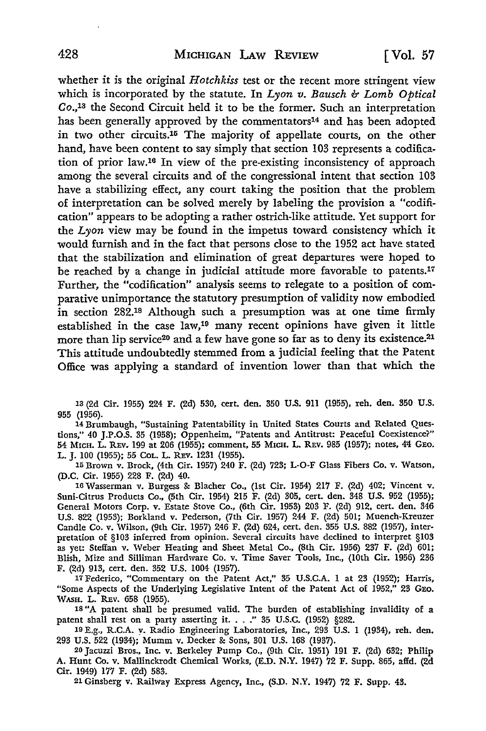whether it is the original *Hotchkiss* test or the recent more stringent view which is incorporated by the statute. In *Lyon v. Bausch & Lomb Optical Co.*,[13] the Second Circuit held it to be the former. Such an interpretation has been generally approved by the commentators[14] and has been adopted in two other circuits.[15] The majority of appellate courts, on the other hand, have been content to say simply that section 103 represents a codification of prior law.[16] In view of the pre-existing inconsistency of approach among the several circuits and of the congressional intent that section 103 have a stabilizing effect, any court taking the position that the problem of interpretation can be solved merely by labeling the provision a "codification" appears to be adopting a rather ostrich-like attitude. Yet support for the *Lyon* view may be found in the impetus toward consistency which it would furnish and in the fact that persons close to the 1952 act have stated that the stabilization and elimination of great departures were hoped to be reached by a change in judicial attitude more favorable to patents.[17] Further, the "codification" analysis seems to relegate to a position of comparative unimportance the statutory presumption of validity now embodied in section 282.[18] Although such a presumption was at one time firmly established in the case law,[19] many recent opinions have given it little more than lip service[20] and a few have gone so far as to deny its existence.[21] This attitude undoubtedly stemmed from a judicial feeling that the Patent Office was applying a standard of invention lower than that which the

[13] (2d Cir. 1955) 224 F. (2d) 530, cert. den. 350 U.S. 911 (1955), reh. den. 350 U.S. 955 (1956).

[14] Brumbaugh, "Sustaining Patentability in United States Courts and Related Questions," 40 J.P.O.S. 35 (1958); Oppenheim, "Patents and Antitrust: Peaceful Coexistence?" 54 MICH. L. REV. 199 at 206 (1955); comment, 55 MICH. L. REV. 985 (1957); notes, 44 GEO. L. J. 100 (1955); 55 COL. L. REV. 1231 (1955).

[15] Brown v. Brock, (4th Cir. 1957) 240 F. (2d) 723; L-O-F Glass Fibers Co. v. Watson, (D.C. Cir. 1955) 228 F. (2d) 40.

[16] Wasserman v. Burgess & Blacher Co., (1st Cir. 1954) 217 F. (2d) 402; Vincent v. Suni-Citrus Products Co., (5th Cir. 1954) 215 F. (2d) 305, cert. den. 348 U.S. 952 (1955); General Motors Corp. v. Estate Stove Co., (6th Cir. 1953) 203 F. (2d) 912, cert. den. 346 U.S. 822 (1953); Borkland v. Pederson, (7th Cir. 1957) 244 F. (2d) 501; Muench-Kreuzer Candle Co. v. Wilson, (9th Cir. 1957) 246 F. (2d) 624, cert. den. 355 U.S. 882 (1957), interpretation of §103 inferred from opinion. Several circuits have declined to interpret §103 as yet: Steffan v. Weber Heating and Sheet Metal Co., (8th Cir. 1956) 237 F. (2d) 601; Blish, Mize and Silliman Hardware Co. v. Time Saver Tools, Inc., (10th Cir. 1956) 236 F. (2d) 913, cert. den. 352 U.S. 1004 (1957).

[17] Federico, "Commentary on the Patent Act," 35 U.S.C.A. 1 at 23 (1952); Harris, "Some Aspects of the Underlying Legislative Intent of the Patent Act of 1952," 23 GEO. WASH. L. REV. 658 (1955).

[18] "A patent shall be presumed valid. The burden of establishing invalidity of a patent shall rest on a party asserting it. . . ." 35 U.S.C. (1952) §282.

[19] E.g., R.C.A. v. Radio Engineering Laboratories, Inc., 293 U.S. 1 (1934), reh. den. 293 U.S. 522 (1934); Mumm v. Decker & Sons, 301 U.S. 168 (1937).

[20] Jacuzzi Bros., Inc. v. Berkeley Pump Co., (9th Cir. 1951) 191 F. (2d) 632; Philip A. Hunt Co. v. Mallinckrodt Chemical Works, (E.D. N.Y. 1947) 72 F. Supp. 865, affd. (2d Cir. 1949) 177 F. (2d) 583.

[21] Ginsberg v. Railway Express Agency, Inc., (S.D. N.Y. 1947) 72 F. Supp. 43.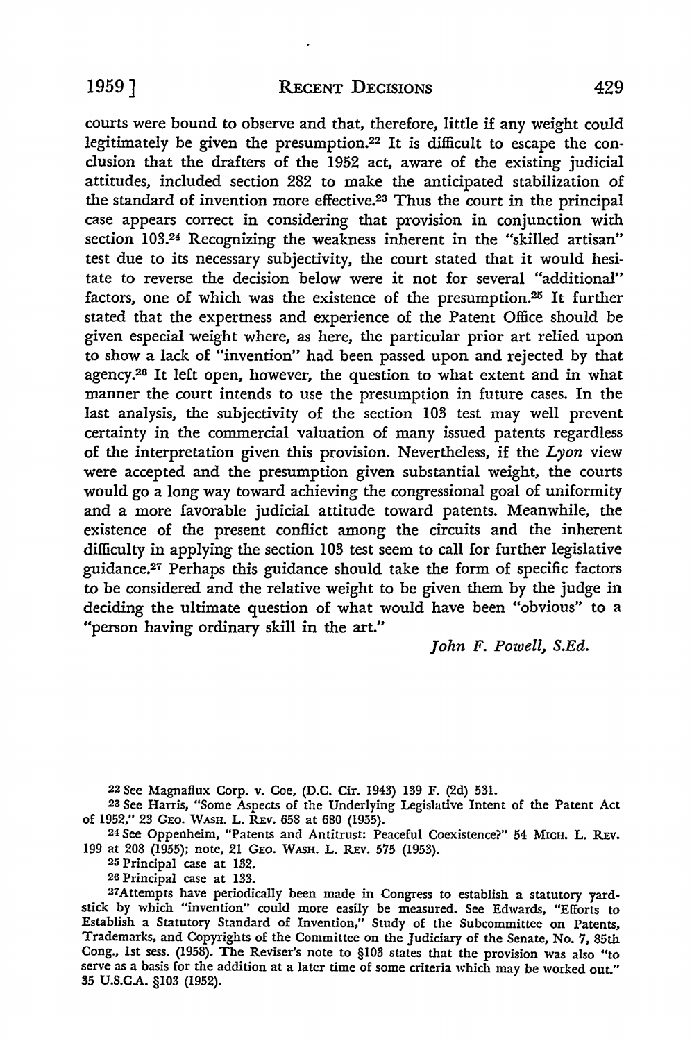courts were bound to observe and that, therefore, little if any weight could legitimately be given the presumption.[22] It is difficult to escape the conclusion that the drafters of the 1952 act, aware of the existing judicial attitudes, included section 282 to make the anticipated stabilization of the standard of invention more effective.[23] Thus the court in the principal case appears correct in considering that provision in conjunction with section 103.[24] Recognizing the weakness inherent in the "skilled artisan" test due to its necessary subjectivity, the court stated that it would hesitate to reverse the decision below were it not for several "additional" factors, one of which was the existence of the presumption.[25] It further stated that the expertness and experience of the Patent Office should be given especial weight where, as here, the particular prior art relied upon to show a lack of "invention" had been passed upon and rejected by that agency.[26] It left open, however, the question to what extent and in what manner the court intends to use the presumption in future cases. In the last analysis, the subjectivity of the section 103 test may well prevent certainty in the commercial valuation of many issued patents regardless of the interpretation given this provision. Nevertheless, if the *Lyon* view were accepted and the presumption given substantial weight, the courts would go a long way toward achieving the congressional goal of uniformity and a more favorable judicial attitude toward patents. Meanwhile, the existence of the present conflict among the circuits and the inherent difficulty in applying the section 103 test seem to call for further legislative guidance.[27] Perhaps this guidance should take the form of specific factors to be considered and the relative weight to be given them by the judge in deciding the ultimate question of what would have been "obvious" to a "person having ordinary skill in the art."

*John F. Powell, S.Ed.*

---

[22] See Magnaflux Corp. v. Coe, (D.C. Cir. 1943) 139 F. (2d) 531.

[23] See Harris, "Some Aspects of the Underlying Legislative Intent of the Patent Act of 1952," 23 GEO. WASH. L. REV. 658 at 680 (1955).

[24] See Oppenheim, "Patents and Antitrust: Peaceful Coexistence?" 54 MICH. L. REV. 199 at 208 (1955); note, 21 GEO. WASH. L. REV. 575 (1953).

[25] Principal case at 132.

[26] Principal case at 133.

[27] Attempts have periodically been made in Congress to establish a statutory yardstick by which "invention" could more easily be measured. See Edwards, "Efforts to Establish a Statutory Standard of Invention," Study of the Subcommittee on Patents, Trademarks, and Copyrights of the Committee on the Judiciary of the Senate, No. 7, 85th Cong., 1st sess. (1958). The Reviser's note to §103 states that the provision was also "to serve as a basis for the addition at a later time of some criteria which may be worked out." 35 U.S.C.A. §103 (1952).